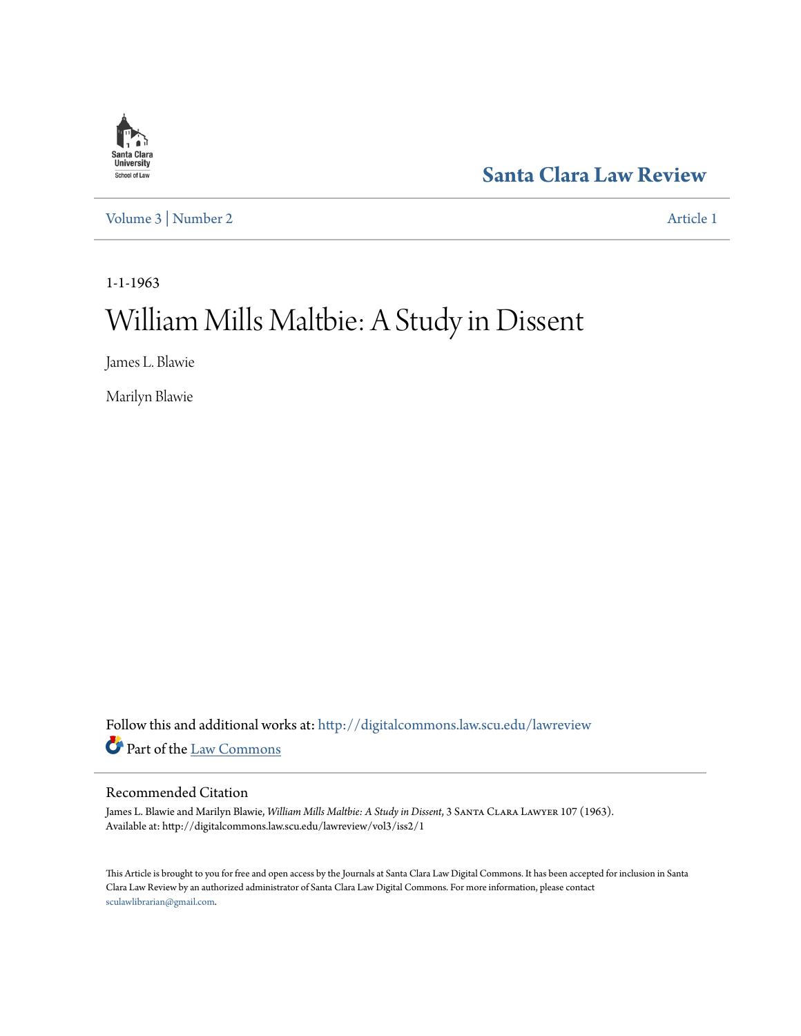Santa Clara Law Review

Volume 3 | Number 2 Article 1

1-1-1963

# William Mills Maltbie: A Study in Dissent

James L. Blawie

Marilyn Blawie

Follow this and additional works at: http://digitalcommons.law.scu.edu/lawreview

Part of the Law Commons

## Recommended Citation

James L. Blawie and Marilyn Blawie, *William Mills Maltbie: A Study in Dissent*, 3 Santa Clara Lawyer 107 (1963).
Available at: http://digitalcommons.law.scu.edu/lawreview/vol3/iss2/1

This Article is brought to you for free and open access by the Journals at Santa Clara Law Digital Commons. It has been accepted for inclusion in Santa Clara Law Review by an authorized administrator of Santa Clara Law Digital Commons. For more information, please contact sculawlibrarian@gmail.com.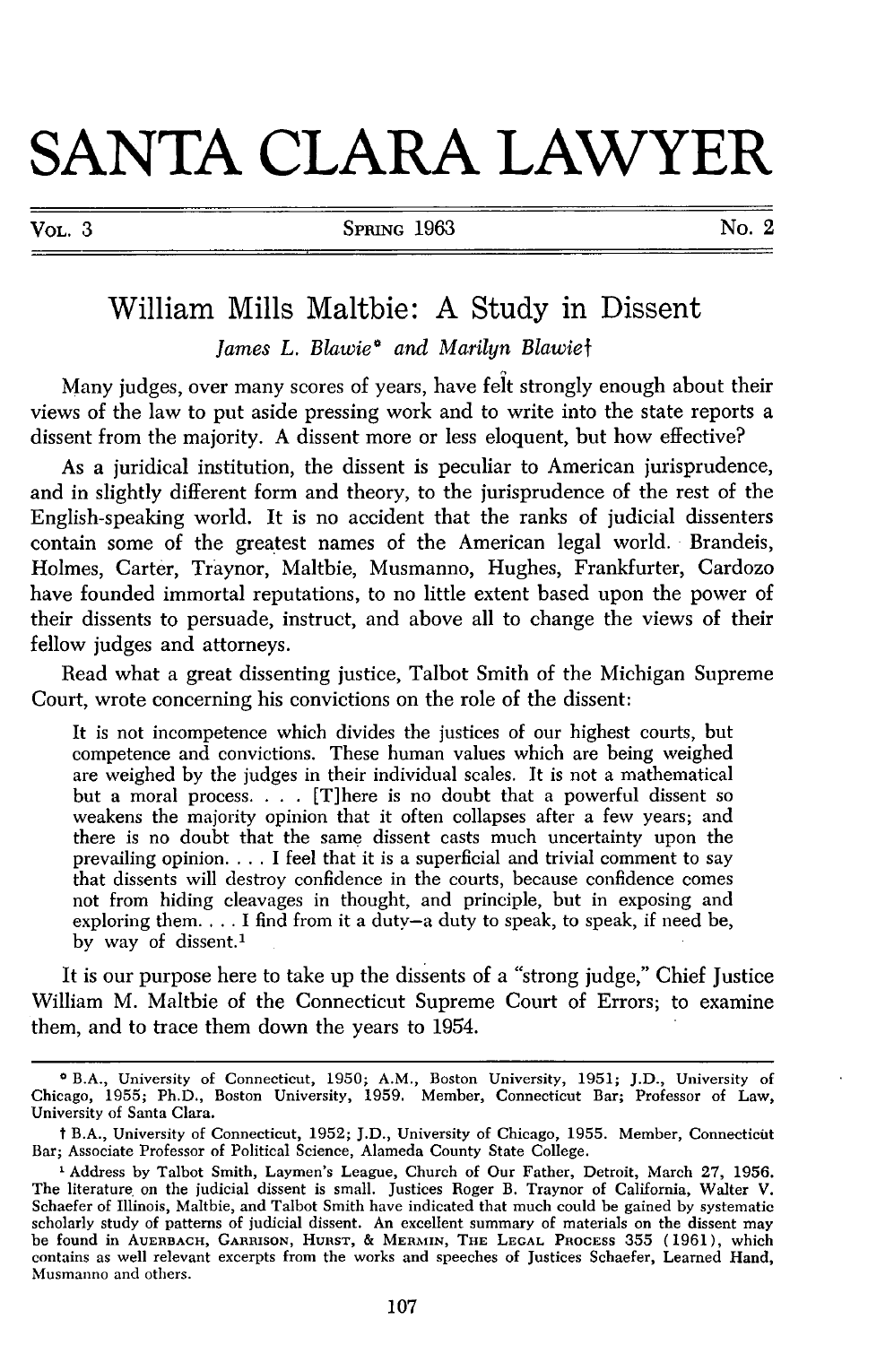# SANTA CLARA LAWYER

VOL. 3 SPRING 1963 No. 2

## William Mills Maltbie: A Study in Dissent

*James L. Blawie\** and *Marilyn Blawie†*

Many judges, over many scores of years, have felt strongly enough about their views of the law to put aside pressing work and to write into the state reports a dissent from the majority. A dissent more or less eloquent, but how effective?

As a juridical institution, the dissent is peculiar to American jurisprudence, and in slightly different form and theory, to the jurisprudence of the rest of the English-speaking world. It is no accident that the ranks of judicial dissenters contain some of the greatest names of the American legal world. Brandeis, Holmes, Carter, Traynor, Maltbie, Musmanno, Hughes, Frankfurter, Cardozo have founded immortal reputations, to no little extent based upon the power of their dissents to persuade, instruct, and above all to change the views of their fellow judges and attorneys.

Read what a great dissenting justice, Talbot Smith of the Michigan Supreme Court, wrote concerning his convictions on the role of the dissent:

> It is not incompetence which divides the justices of our highest courts, but competence and convictions. These human values which are being weighed are weighed by the judges in their individual scales. It is not a mathematical but a moral process. . . . [T]here is no doubt that a powerful dissent so weakens the majority opinion that it often collapses after a few years; and there is no doubt that the same dissent casts much uncertainty upon the prevailing opinion. . . . I feel that it is a superficial and trivial comment to say that dissents will destroy confidence in the courts, because confidence comes not from hiding cleavages in thought, and principle, but in exposing and exploring them. . . . I find from it a duty—a duty to speak, to speak, if need be, by way of dissent.[1]

It is our purpose here to take up the dissents of a "strong judge," Chief Justice William M. Maltbie of the Connecticut Supreme Court of Errors; to examine them, and to trace them down the years to 1954.

---

\* B.A., University of Connecticut, 1950; A.M., Boston University, 1951; J.D., University of Chicago, 1955; Ph.D., Boston University, 1959. Member, Connecticut Bar; Professor of Law, University of Santa Clara.

† B.A., University of Connecticut, 1952; J.D., University of Chicago, 1955. Member, Connecticut Bar; Associate Professor of Political Science, Alameda County State College.

[1] Address by Talbot Smith, Laymen's League, Church of Our Father, Detroit, March 27, 1956. The literature on the judicial dissent is small. Justices Roger B. Traynor of California, Walter V. Schaefer of Illinois, Maltbie, and Talbot Smith have indicated that much could be gained by systematic scholarly study of patterns of judicial dissent. An excellent summary of materials on the dissent may be found in AUERBACH, GARRISON, HURST, & MERMIN, THE LEGAL PROCESS 355 (1961), which contains as well relevant excerpts from the works and speeches of Justices Schaefer, Learned Hand, Musmanno and others.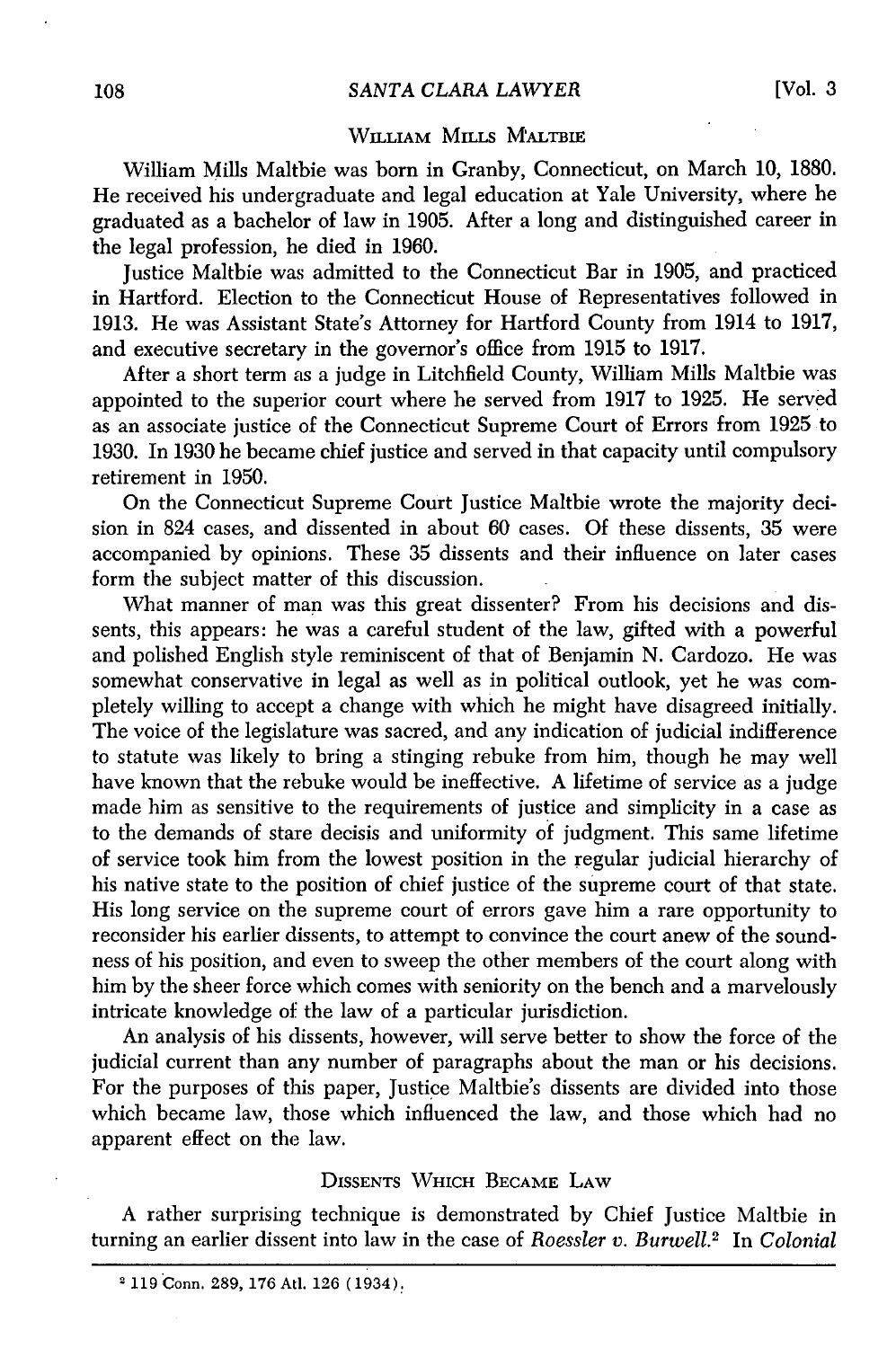## WILLIAM MILLS MALTBIE

William Mills Maltbie was born in Granby, Connecticut, on March 10, 1880. He received his undergraduate and legal education at Yale University, where he graduated as a bachelor of law in 1905. After a long and distinguished career in the legal profession, he died in 1960.

Justice Maltbie was admitted to the Connecticut Bar in 1905, and practiced in Hartford. Election to the Connecticut House of Representatives followed in 1913. He was Assistant State's Attorney for Hartford County from 1914 to 1917, and executive secretary in the governor's office from 1915 to 1917.

After a short term as a judge in Litchfield County, William Mills Maltbie was appointed to the superior court where he served from 1917 to 1925. He served as an associate justice of the Connecticut Supreme Court of Errors from 1925 to 1930. In 1930 he became chief justice and served in that capacity until compulsory retirement in 1950.

On the Connecticut Supreme Court Justice Maltbie wrote the majority decision in 824 cases, and dissented in about 60 cases. Of these dissents, 35 were accompanied by opinions. These 35 dissents and their influence on later cases form the subject matter of this discussion.

What manner of man was this great dissenter? From his decisions and dissents, this appears: he was a careful student of the law, gifted with a powerful and polished English style reminiscent of that of Benjamin N. Cardozo. He was somewhat conservative in legal as well as in political outlook, yet he was completely willing to accept a change with which he might have disagreed initially. The voice of the legislature was sacred, and any indication of judicial indifference to statute was likely to bring a stinging rebuke from him, though he may well have known that the rebuke would be ineffective. A lifetime of service as a judge made him as sensitive to the requirements of justice and simplicity in a case as to the demands of stare decisis and uniformity of judgment. This same lifetime of service took him from the lowest position in the regular judicial hierarchy of his native state to the position of chief justice of the supreme court of that state. His long service on the supreme court of errors gave him a rare opportunity to reconsider his earlier dissents, to attempt to convince the court anew of the soundness of his position, and even to sweep the other members of the court along with him by the sheer force which comes with seniority on the bench and a marvelously intricate knowledge of the law of a particular jurisdiction.

An analysis of his dissents, however, will serve better to show the force of the judicial current than any number of paragraphs about the man or his decisions. For the purposes of this paper, Justice Maltbie's dissents are divided into those which became law, those which influenced the law, and those which had no apparent effect on the law.

## DISSENTS WHICH BECAME LAW

A rather surprising technique is demonstrated by Chief Justice Maltbie in turning an earlier dissent into law in the case of *Roessler v. Burwell*.[2] In *Colonial*

[2] 119 Conn. 289, 176 Atl. 126 (1934).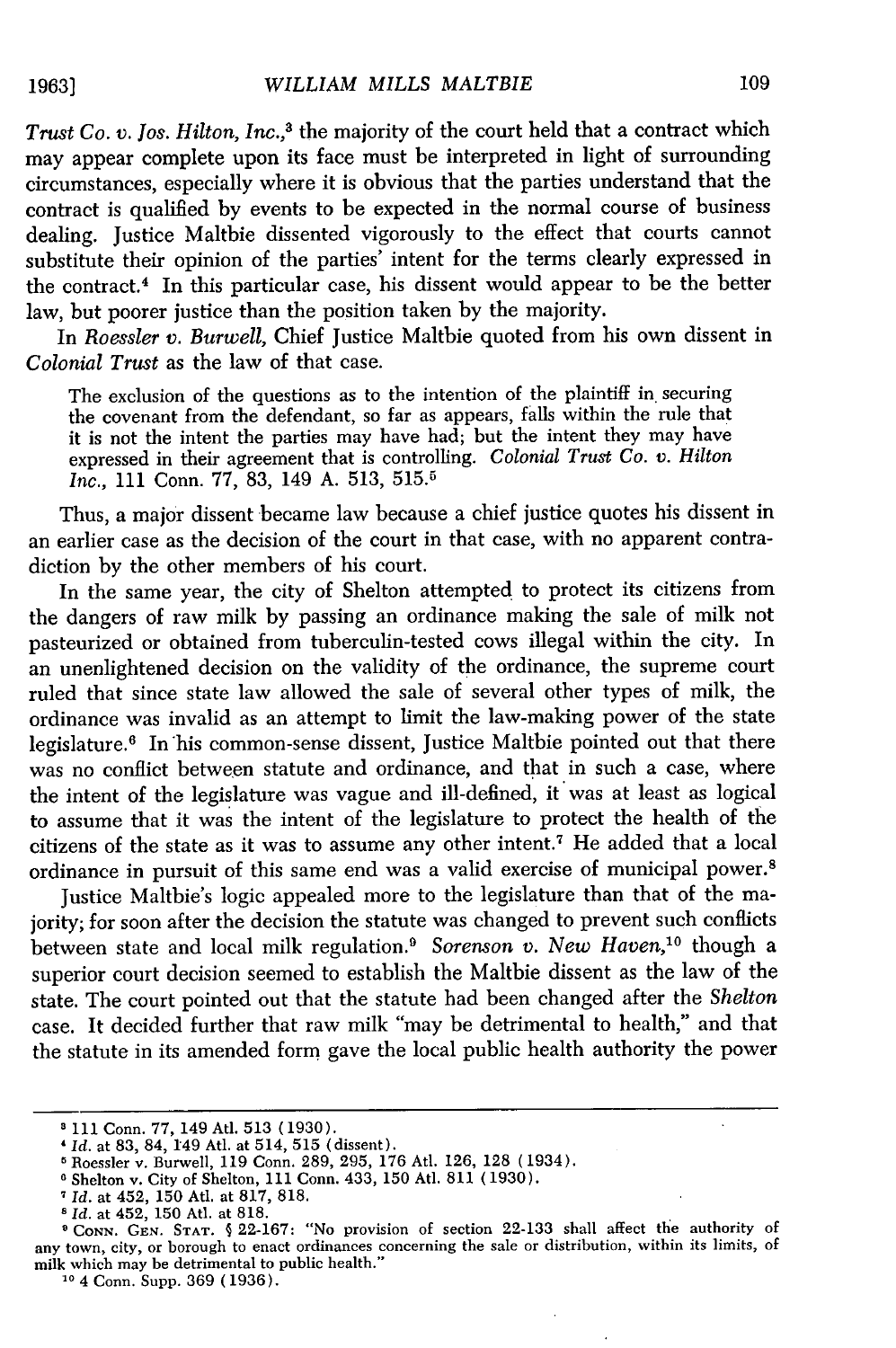*Trust Co. v. Jos. Hilton, Inc.*,[3] the majority of the court held that a contract which may appear complete upon its face must be interpreted in light of surrounding circumstances, especially where it is obvious that the parties understand that the contract is qualified by events to be expected in the normal course of business dealing. Justice Maltbie dissented vigorously to the effect that courts cannot substitute their opinion of the parties' intent for the terms clearly expressed in the contract.[4] In this particular case, his dissent would appear to be the better law, but poorer justice than the position taken by the majority.

In *Roessler v. Burwell*, Chief Justice Maltbie quoted from his own dissent in *Colonial Trust* as the law of that case.

> The exclusion of the questions as to the intention of the plaintiff in securing the covenant from the defendant, so far as appears, falls within the rule that it is not the intent the parties may have had; but the intent they may have expressed in their agreement that is controlling. *Colonial Trust Co. v. Hilton Inc.*, 111 Conn. 77, 83, 149 A. 513, 515.[5]

Thus, a major dissent became law because a chief justice quotes his dissent in an earlier case as the decision of the court in that case, with no apparent contradiction by the other members of his court.

In the same year, the city of Shelton attempted to protect its citizens from the dangers of raw milk by passing an ordinance making the sale of milk not pasteurized or obtained from tuberculin-tested cows illegal within the city. In an unenlightened decision on the validity of the ordinance, the supreme court ruled that since state law allowed the sale of several other types of milk, the ordinance was invalid as an attempt to limit the law-making power of the state legislature.[6] In his common-sense dissent, Justice Maltbie pointed out that there was no conflict between statute and ordinance, and that in such a case, where the intent of the legislature was vague and ill-defined, it was at least as logical to assume that it was the intent of the legislature to protect the health of the citizens of the state as it was to assume any other intent.[7] He added that a local ordinance in pursuit of this same end was a valid exercise of municipal power.[8]

Justice Maltbie's logic appealed more to the legislature than that of the majority; for soon after the decision the statute was changed to prevent such conflicts between state and local milk regulation.[9] *Sorenson v. New Haven*,[10] though a superior court decision seemed to establish the Maltbie dissent as the law of the state. The court pointed out that the statute had been changed after the *Shelton* case. It decided further that raw milk "may be detrimental to health," and that the statute in its amended form gave the local public health authority the power

---

[3] 111 Conn. 77, 149 Atl. 513 (1930).

[4] *Id.* at 83, 84, 149 Atl. at 514, 515 (dissent).

[5] Roessler v. Burwell, 119 Conn. 289, 295, 176 Atl. 126, 128 (1934).

[6] Shelton v. City of Shelton, 111 Conn. 433, 150 Atl. 811 (1930).

[7] *Id.* at 452, 150 Atl. at 817, 818.

[8] *Id.* at 452, 150 Atl. at 818.

[9] CONN. GEN. STAT. § 22-167: "No provision of section 22-133 shall affect the authority of any town, city, or borough to enact ordinances concerning the sale or distribution, within its limits, of milk which may be detrimental to public health."

[10] 4 Conn. Supp. 369 (1936).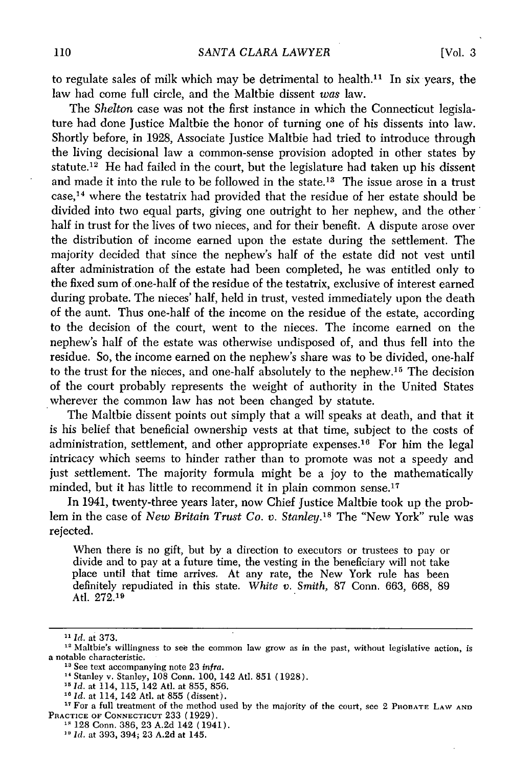to regulate sales of milk which may be detrimental to health.[11] In six years, the law had come full circle, and the Maltbie dissent *was* law.

The *Shelton* case was not the first instance in which the Connecticut legislature had done Justice Maltbie the honor of turning one of his dissents into law. Shortly before, in 1928, Associate Justice Maltbie had tried to introduce through the living decisional law a common-sense provision adopted in other states by statute.[12] He had failed in the court, but the legislature had taken up his dissent and made it into the rule to be followed in the state.[13] The issue arose in a trust case,[14] where the testatrix had provided that the residue of her estate should be divided into two equal parts, giving one outright to her nephew, and the other half in trust for the lives of two nieces, and for their benefit. A dispute arose over the distribution of income earned upon the estate during the settlement. The majority decided that since the nephew's half of the estate did not vest until after administration of the estate had been completed, he was entitled only to the fixed sum of one-half of the residue of the testatrix, exclusive of interest earned during probate. The nieces' half, held in trust, vested immediately upon the death of the aunt. Thus one-half of the income on the residue of the estate, according to the decision of the court, went to the nieces. The income earned on the nephew's half of the estate was otherwise undisposed of, and thus fell into the residue. So, the income earned on the nephew's share was to be divided, one-half to the trust for the nieces, and one-half absolutely to the nephew.[15] The decision of the court probably represents the weight of authority in the United States wherever the common law has not been changed by statute.

The Maltbie dissent points out simply that a will speaks at death, and that it is his belief that beneficial ownership vests at that time, subject to the costs of administration, settlement, and other appropriate expenses.[16] For him the legal intricacy which seems to hinder rather than to promote was not a speedy and just settlement. The majority formula might be a joy to the mathematically minded, but it has little to recommend it in plain common sense.[17]

In 1941, twenty-three years later, now Chief Justice Maltbie took up the problem in the case of *New Britain Trust Co. v. Stanley*.[18] The "New York" rule was rejected.

> When there is no gift, but by a direction to executors or trustees to pay or divide and to pay at a future time, the vesting in the beneficiary will not take place until that time arrives. At any rate, the New York rule has been definitely repudiated in this state. *White v. Smith*, 87 Conn. 663, 668, 89 Atl. 272.[19]

---

[11] *Id.* at 373.

[12] Maltbie's willingness to see the common law grow as in the past, without legislative action, is a notable characteristic.

[13] See text accompanying note 23 *infra*.

[14] Stanley v. Stanley, 108 Conn. 100, 142 Atl. 851 (1928).

[15] *Id.* at 114, 115, 142 Atl. at 855, 856.

[16] *Id.* at 114, 142 Atl. at 855 (dissent).

[17] For a full treatment of the method used by the majority of the court, see 2 PROBATE LAW AND PRACTICE OF CONNECTICUT 233 (1929).

[18] 128 Conn. 386, 23 A.2d 142 (1941).

[19] *Id.* at 393, 394; 23 A.2d at 145.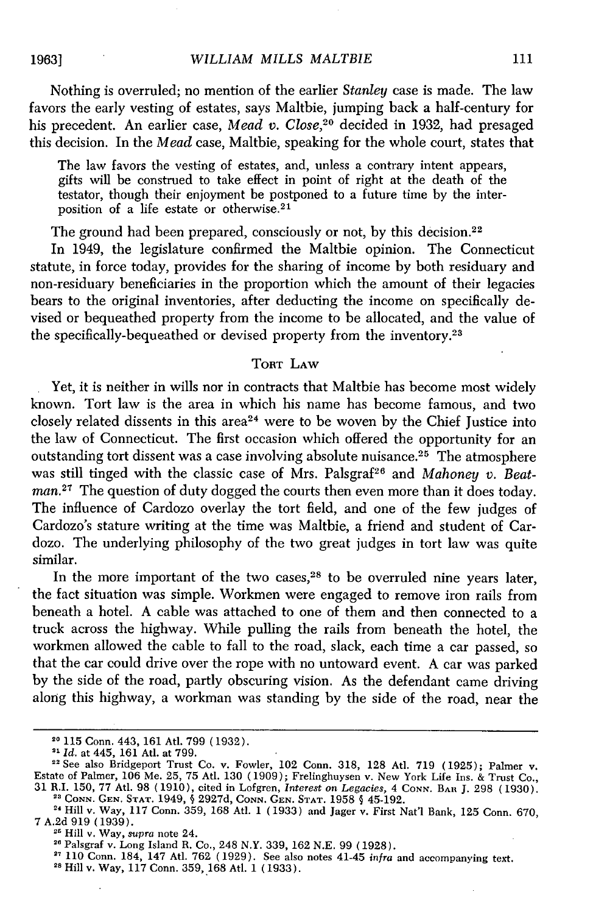Nothing is overruled; no mention of the earlier *Stanley* case is made. The law favors the early vesting of estates, says Maltbie, jumping back a half-century for his precedent. An earlier case, *Mead v. Close*,[20] decided in 1932, had presaged this decision. In the *Mead* case, Maltbie, speaking for the whole court, states that

> The law favors the vesting of estates, and, unless a contrary intent appears, gifts will be construed to take effect in point of right at the death of the testator, though their enjoyment be postponed to a future time by the interposition of a life estate or otherwise.[21]

The ground had been prepared, consciously or not, by this decision.[22]

In 1949, the legislature confirmed the Maltbie opinion. The Connecticut statute, in force today, provides for the sharing of income by both residuary and non-residuary beneficiaries in the proportion which the amount of their legacies bears to the original inventories, after deducting the income on specifically devised or bequeathed property from the income to be allocated, and the value of the specifically-bequeathed or devised property from the inventory.[23]

## TORT LAW

Yet, it is neither in wills nor in contracts that Maltbie has become most widely known. Tort law is the area in which his name has become famous, and two closely related dissents in this area[24] were to be woven by the Chief Justice into the law of Connecticut. The first occasion which offered the opportunity for an outstanding tort dissent was a case involving absolute nuisance.[25] The atmosphere was still tinged with the classic case of Mrs. Palsgraf[26] and *Mahoney v. Beatman*.[27] The question of duty dogged the courts then even more than it does today. The influence of Cardozo overlay the tort field, and one of the few judges of Cardozo's stature writing at the time was Maltbie, a friend and student of Cardozo. The underlying philosophy of the two great judges in tort law was quite similar.

In the more important of the two cases,[28] to be overruled nine years later, the fact situation was simple. Workmen were engaged to remove iron rails from beneath a hotel. A cable was attached to one of them and then connected to a truck across the highway. While pulling the rails from beneath the hotel, the workmen allowed the cable to fall to the road, slack, each time a car passed, so that the car could drive over the rope with no untoward event. A car was parked by the side of the road, partly obscuring vision. As the defendant came driving along this highway, a workman was standing by the side of the road, near the

---

[20] 115 Conn. 443, 161 Atl. 799 (1932).

[21] *Id.* at 445, 161 Atl. at 799.

[22] See also Bridgeport Trust Co. v. Fowler, 102 Conn. 318, 128 Atl. 719 (1925); Palmer v. Estate of Palmer, 106 Me. 25, 75 Atl. 130 (1909); Frelinghuysen v. New York Life Ins. & Trust Co., 31 R.I. 150, 77 Atl. 98 (1910), cited in Lofgren, *Interest on Legacies*, 4 CONN. BAR J. 298 (1930).

[23] CONN. GEN. STAT. 1949, § 2927d, CONN. GEN. STAT. 1958 § 45-192.

[24] Hill v. Way, 117 Conn. 359, 168 Atl. 1 (1933) and Jager v. First Nat'l Bank, 125 Conn. 670, 7 A.2d 919 (1939).

[25] Hill v. Way, *supra* note 24.

[26] Palsgraf v. Long Island R. Co., 248 N.Y. 339, 162 N.E. 99 (1928).

[27] 110 Conn. 184, 147 Atl. 762 (1929). See also notes 41-45 *infra* and accompanying text.

[28] Hill v. Way, 117 Conn. 359, 168 Atl. 1 (1933).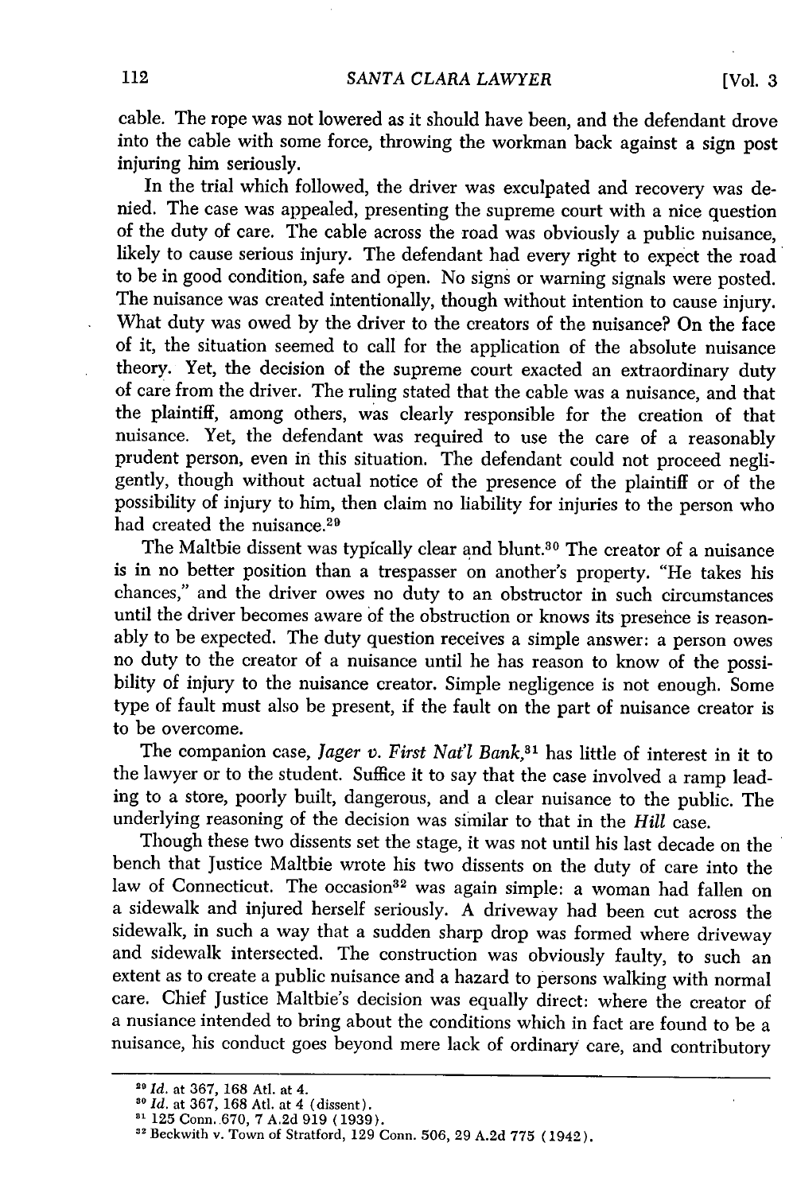cable. The rope was not lowered as it should have been, and the defendant drove into the cable with some force, throwing the workman back against a sign post injuring him seriously.

In the trial which followed, the driver was exculpated and recovery was denied. The case was appealed, presenting the supreme court with a nice question of the duty of care. The cable across the road was obviously a public nuisance, likely to cause serious injury. The defendant had every right to expect the road to be in good condition, safe and open. No signs or warning signals were posted. The nuisance was created intentionally, though without intention to cause injury. What duty was owed by the driver to the creators of the nuisance? On the face of it, the situation seemed to call for the application of the absolute nuisance theory. Yet, the decision of the supreme court exacted an extraordinary duty of care from the driver. The ruling stated that the cable was a nuisance, and that the plaintiff, among others, was clearly responsible for the creation of that nuisance. Yet, the defendant was required to use the care of a reasonably prudent person, even in this situation. The defendant could not proceed negligently, though without actual notice of the presence of the plaintiff or of the possibility of injury to him, then claim no liability for injuries to the person who had created the nuisance.[29]

The Maltbie dissent was typically clear and blunt.[30] The creator of a nuisance is in no better position than a trespasser on another's property. "He takes his chances," and the driver owes no duty to an obstructor in such circumstances until the driver becomes aware of the obstruction or knows its presence is reasonably to be expected. The duty question receives a simple answer: a person owes no duty to the creator of a nuisance until he has reason to know of the possibility of injury to the nuisance creator. Simple negligence is not enough. Some type of fault must also be present, if the fault on the part of nuisance creator is to be overcome.

The companion case, *Jager v. First Nat'l Bank*,[31] has little of interest in it to the lawyer or to the student. Suffice it to say that the case involved a ramp leading to a store, poorly built, dangerous, and a clear nuisance to the public. The underlying reasoning of the decision was similar to that in the *Hill* case.

Though these two dissents set the stage, it was not until his last decade on the bench that Justice Maltbie wrote his two dissents on the duty of care into the law of Connecticut. The occasion[32] was again simple: a woman had fallen on a sidewalk and injured herself seriously. A driveway had been cut across the sidewalk, in such a way that a sudden sharp drop was formed where driveway and sidewalk intersected. The construction was obviously faulty, to such an extent as to create a public nuisance and a hazard to persons walking with normal care. Chief Justice Maltbie's decision was equally direct: where the creator of a nusiance intended to bring about the conditions which in fact are found to be a nuisance, his conduct goes beyond mere lack of ordinary care, and contributory

---

[29] *Id.* at 367, 168 Atl. at 4.

[30] *Id.* at 367, 168 Atl. at 4 (dissent).

[31] 125 Conn. 670, 7 A.2d 919 (1939).

[32] Beckwith v. Town of Stratford, 129 Conn. 506, 29 A.2d 775 (1942).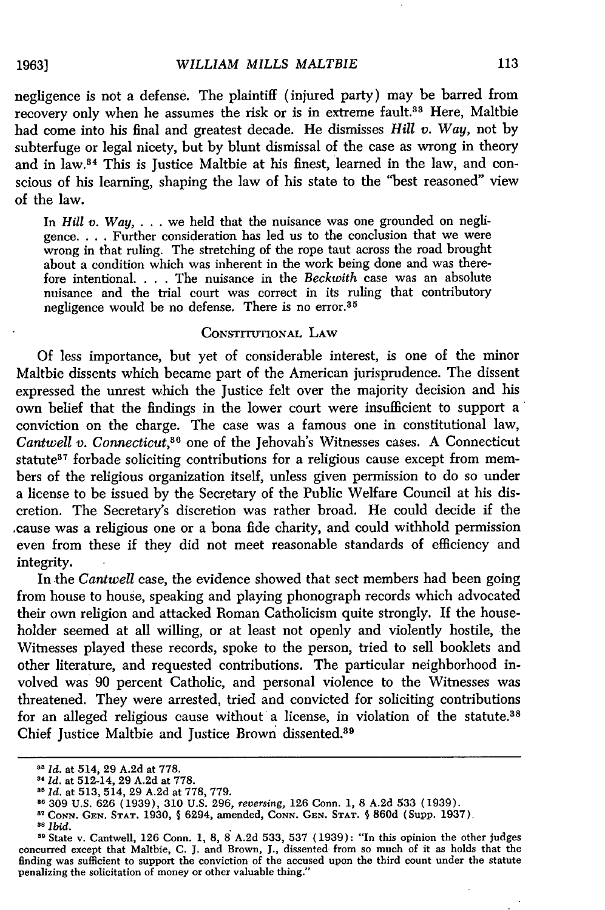negligence is not a defense. The plaintiff (injured party) may be barred from recovery only when he assumes the risk or is in extreme fault.[33] Here, Maltbie had come into his final and greatest decade. He dismisses *Hill v. Way*, not by subterfuge or legal nicety, but by blunt dismissal of the case as wrong in theory and in law.[34] This is Justice Maltbie at his finest, learned in the law, and conscious of his learning, shaping the law of his state to the "best reasoned" view of the law.

> In *Hill v. Way*, . . . we held that the nuisance was one grounded on negligence. . . . Further consideration has led us to the conclusion that we were wrong in that ruling. The stretching of the rope taut across the road brought about a condition which was inherent in the work being done and was therefore intentional. . . . The nuisance in the *Beckwith* case was an absolute nuisance and the trial court was correct in its ruling that contributory negligence would be no defense. There is no error.[35]

## Constitutional Law

Of less importance, but yet of considerable interest, is one of the minor Maltbie dissents which became part of the American jurisprudence. The dissent expressed the unrest which the Justice felt over the majority decision and his own belief that the findings in the lower court were insufficient to support a conviction on the charge. The case was a famous one in constitutional law, *Cantwell v. Connecticut*,[36] one of the Jehovah's Witnesses cases. A Connecticut statute[37] forbade soliciting contributions for a religious cause except from members of the religious organization itself, unless given permission to do so under a license to be issued by the Secretary of the Public Welfare Council at his discretion. The Secretary's discretion was rather broad. He could decide if the cause was a religious one or a bona fide charity, and could withhold permission even from these if they did not meet reasonable standards of efficiency and integrity.

In the *Cantwell* case, the evidence showed that sect members had been going from house to house, speaking and playing phonograph records which advocated their own religion and attacked Roman Catholicism quite strongly. If the householder seemed at all willing, or at least not openly and violently hostile, the Witnesses played these records, spoke to the person, tried to sell booklets and other literature, and requested contributions. The particular neighborhood involved was 90 percent Catholic, and personal violence to the Witnesses was threatened. They were arrested, tried and convicted for soliciting contributions for an alleged religious cause without a license, in violation of the statute.[38] Chief Justice Maltbie and Justice Brown dissented.[39]

---

[33] *Id.* at 514, 29 A.2d at 778.

[34] *Id.* at 512-14, 29 A.2d at 778.

[35] *Id.* at 513, 514, 29 A.2d at 778, 779.

[36] 309 U.S. 626 (1939), 310 U.S. 296, *reversing*, 126 Conn. 1, 8 A.2d 533 (1939).

[37] Conn. Gen. Stat. 1930, § 6294, amended, Conn. Gen. Stat. § 860d (Supp. 1937).

[38] *Ibid.*

[39] State v. Cantwell, 126 Conn. 1, 8, 8 A.2d 533, 537 (1939): "In this opinion the other judges concurred except that Maltbie, C. J. and Brown, J., dissented from so much of it as holds that the finding was sufficient to support the conviction of the accused upon the third count under the statute penalizing the solicitation of money or other valuable thing."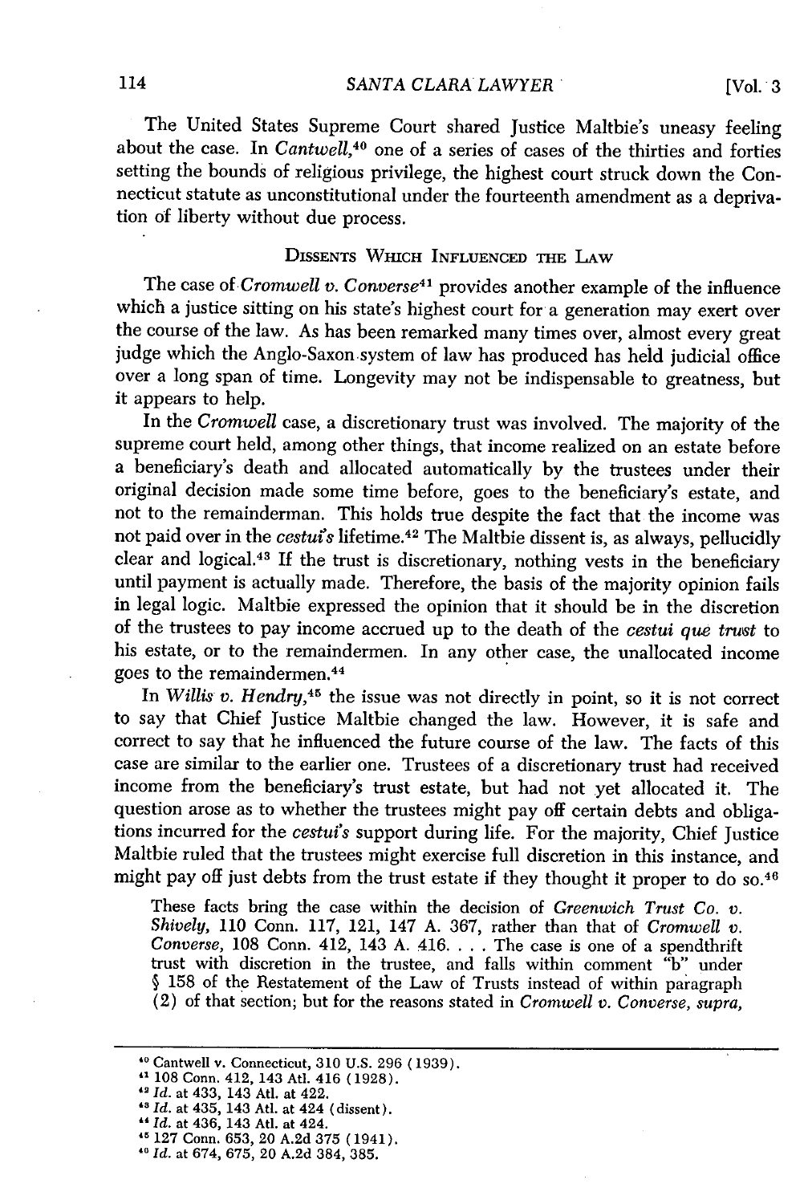The United States Supreme Court shared Justice Maltbie's uneasy feeling about the case. In *Cantwell*,[40] one of a series of cases of the thirties and forties setting the bounds of religious privilege, the highest court struck down the Connecticut statute as unconstitutional under the fourteenth amendment as a deprivation of liberty without due process.

## DISSENTS WHICH INFLUENCED THE LAW

The case of *Cromwell v. Converse*[41] provides another example of the influence which a justice sitting on his state's highest court for a generation may exert over the course of the law. As has been remarked many times over, almost every great judge which the Anglo-Saxon system of law has produced has held judicial office over a long span of time. Longevity may not be indispensable to greatness, but it appears to help.

In the *Cromwell* case, a discretionary trust was involved. The majority of the supreme court held, among other things, that income realized on an estate before a beneficiary's death and allocated automatically by the trustees under their original decision made some time before, goes to the beneficiary's estate, and not to the remainderman. This holds true despite the fact that the income was not paid over in the *cestui's* lifetime.[42] The Maltbie dissent is, as always, pellucidly clear and logical.[43] If the trust is discretionary, nothing vests in the beneficiary until payment is actually made. Therefore, the basis of the majority opinion fails in legal logic. Maltbie expressed the opinion that it should be in the discretion of the trustees to pay income accrued up to the death of the *cestui que trust* to his estate, or to the remaindermen. In any other case, the unallocated income goes to the remaindermen.[44]

In *Willis v. Hendry*,[45] the issue was not directly in point, so it is not correct to say that Chief Justice Maltbie changed the law. However, it is safe and correct to say that he influenced the future course of the law. The facts of this case are similar to the earlier one. Trustees of a discretionary trust had received income from the beneficiary's trust estate, but had not yet allocated it. The question arose as to whether the trustees might pay off certain debts and obligations incurred for the *cestui's* support during life. For the majority, Chief Justice Maltbie ruled that the trustees might exercise full discretion in this instance, and might pay off just debts from the trust estate if they thought it proper to do so.[46]

> These facts bring the case within the decision of *Greenwich Trust Co. v. Shively*, 110 Conn. 117, 121, 147 A. 367, rather than that of *Cromwell v. Converse*, 108 Conn. 412, 143 A. 416. . . . The case is one of a spendthrift trust with discretion in the trustee, and falls within comment "b" under § 158 of the Restatement of the Law of Trusts instead of within paragraph (2) of that section; but for the reasons stated in *Cromwell v. Converse, supra*,

---

[40] Cantwell v. Connecticut, 310 U.S. 296 (1939).

[41] 108 Conn. 412, 143 Atl. 416 (1928).

[42] *Id.* at 433, 143 Atl. at 422.

[43] *Id.* at 435, 143 Atl. at 424 (dissent).

[44] *Id.* at 436, 143 Atl. at 424.

[45] 127 Conn. 653, 20 A.2d 375 (1941).

[46] *Id.* at 674, 675, 20 A.2d 384, 385.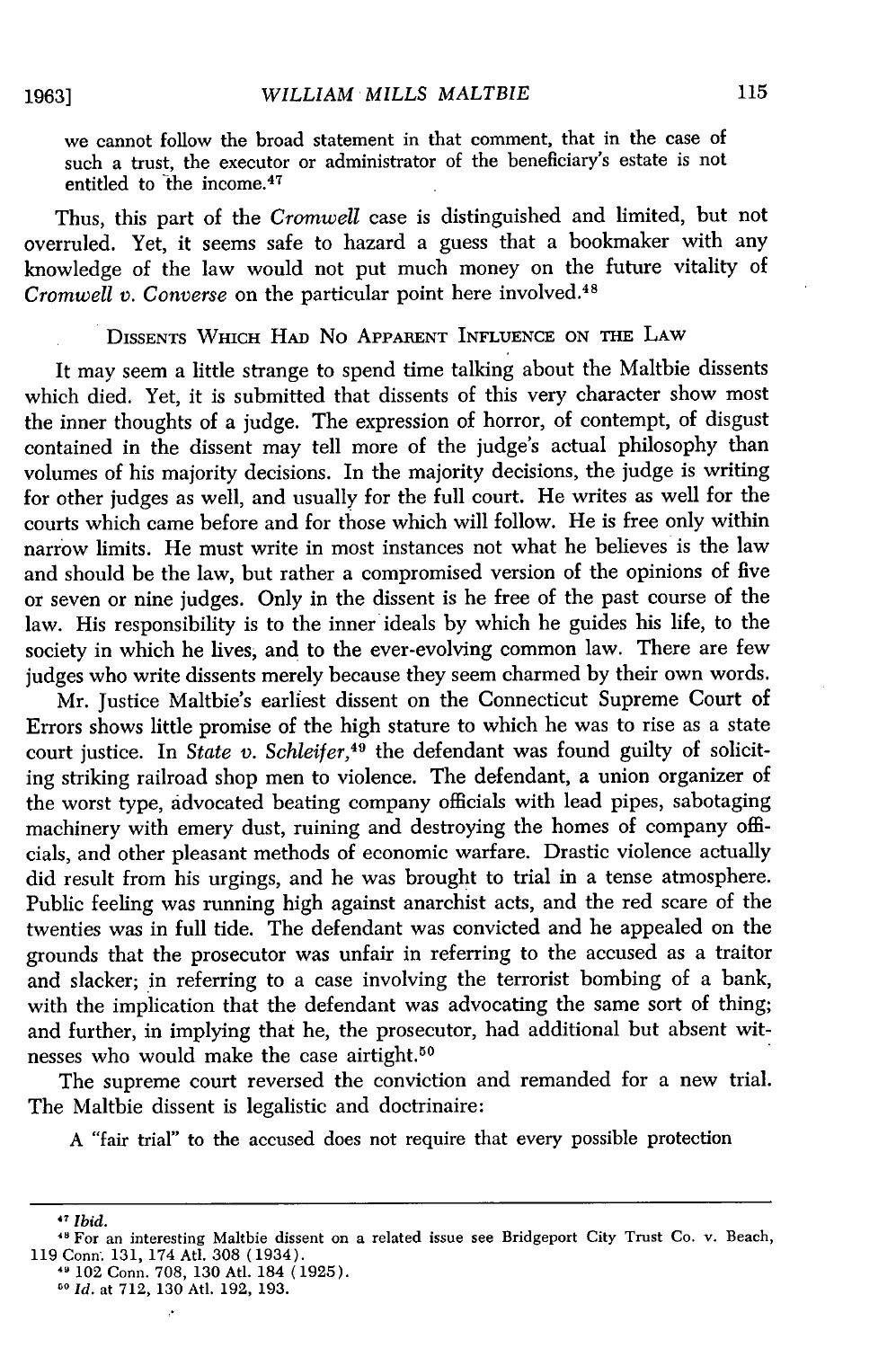we cannot follow the broad statement in that comment, that in the case of such a trust, the executor or administrator of the beneficiary's estate is not entitled to the income.[47]

Thus, this part of the *Cromwell* case is distinguished and limited, but not overruled. Yet, it seems safe to hazard a guess that a bookmaker with any knowledge of the law would not put much money on the future vitality of *Cromwell v. Converse* on the particular point here involved.[48]

## DISSENTS WHICH HAD NO APPARENT INFLUENCE ON THE LAW

It may seem a little strange to spend time talking about the Maltbie dissents which died. Yet, it is submitted that dissents of this very character show most the inner thoughts of a judge. The expression of horror, of contempt, of disgust contained in the dissent may tell more of the judge's actual philosophy than volumes of his majority decisions. In the majority decisions, the judge is writing for other judges as well, and usually for the full court. He writes as well for the courts which came before and for those which will follow. He is free only within narrow limits. He must write in most instances not what he believes is the law and should be the law, but rather a compromised version of the opinions of five or seven or nine judges. Only in the dissent is he free of the past course of the law. His responsibility is to the inner ideals by which he guides his life, to the society in which he lives, and to the ever-evolving common law. There are few judges who write dissents merely because they seem charmed by their own words.

Mr. Justice Maltbie's earliest dissent on the Connecticut Supreme Court of Errors shows little promise of the high stature to which he was to rise as a state court justice. In *State v. Schleifer*,[49] the defendant was found guilty of soliciting striking railroad shop men to violence. The defendant, a union organizer of the worst type, advocated beating company officials with lead pipes, sabotaging machinery with emery dust, ruining and destroying the homes of company officials, and other pleasant methods of economic warfare. Drastic violence actually did result from his urgings, and he was brought to trial in a tense atmosphere. Public feeling was running high against anarchist acts, and the red scare of the twenties was in full tide. The defendant was convicted and he appealed on the grounds that the prosecutor was unfair in referring to the accused as a traitor and slacker; in referring to a case involving the terrorist bombing of a bank, with the implication that the defendant was advocating the same sort of thing; and further, in implying that he, the prosecutor, had additional but absent witnesses who would make the case airtight.[50]

The supreme court reversed the conviction and remanded for a new trial. The Maltbie dissent is legalistic and doctrinaire:

> A "fair trial" to the accused does not require that every possible protection

---

[47] *Ibid.*

[48] For an interesting Maltbie dissent on a related issue see Bridgeport City Trust Co. v. Beach, 119 Conn. 131, 174 Atl. 308 (1934).

[49] 102 Conn. 708, 130 Atl. 184 (1925).

[50] *Id.* at 712, 130 Atl. 192, 193.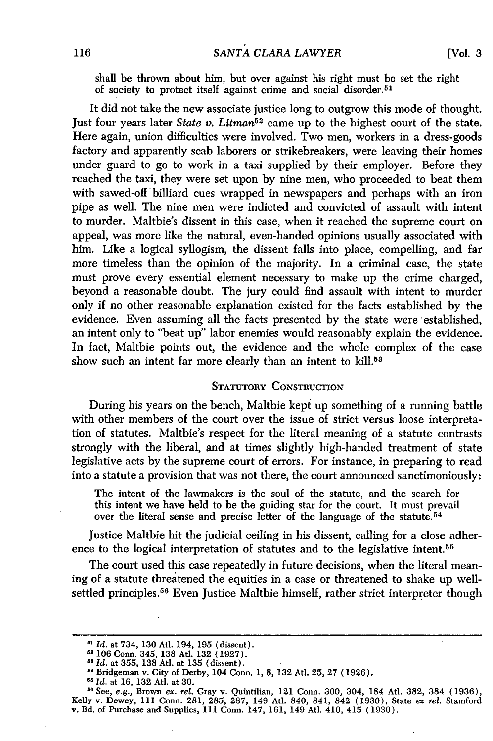shall be thrown about him, but over against his right must be set the right of society to protect itself against crime and social disorder.[51]

It did not take the new associate justice long to outgrow this mode of thought. Just four years later *State v. Litman*[52] came up to the highest court of the state. Here again, union difficulties were involved. Two men, workers in a dress-goods factory and apparently scab laborers or strikebreakers, were leaving their homes under guard to go to work in a taxi supplied by their employer. Before they reached the taxi, they were set upon by nine men, who proceeded to beat them with sawed-off billiard cues wrapped in newspapers and perhaps with an iron pipe as well. The nine men were indicted and convicted of assault with intent to murder. Maltbie's dissent in this case, when it reached the supreme court on appeal, was more like the natural, even-handed opinions usually associated with him. Like a logical syllogism, the dissent falls into place, compelling, and far more timeless than the opinion of the majority. In a criminal case, the state must prove every essential element necessary to make up the crime charged, beyond a reasonable doubt. The jury could find assault with intent to murder only if no other reasonable explanation existed for the facts established by the evidence. Even assuming all the facts presented by the state were established, an intent only to "beat up" labor enemies would reasonably explain the evidence. In fact, Maltbie points out, the evidence and the whole complex of the case show such an intent far more clearly than an intent to kill.[53]

## STATUTORY CONSTRUCTION

During his years on the bench, Maltbie kept up something of a running battle with other members of the court over the issue of strict versus loose interpretation of statutes. Maltbie's respect for the literal meaning of a statute contrasts strongly with the liberal, and at times slightly high-handed treatment of state legislative acts by the supreme court of errors. For instance, in preparing to read into a statute a provision that was not there, the court announced sanctimoniously:

> The intent of the lawmakers is the soul of the statute, and the search for this intent we have held to be the guiding star for the court. It must prevail over the literal sense and precise letter of the language of the statute.[54]

Justice Maltbie hit the judicial ceiling in his dissent, calling for a close adherence to the logical interpretation of statutes and to the legislative intent.[55]

The court used this case repeatedly in future decisions, when the literal meaning of a statute threatened the equities in a case or threatened to shake up well-settled principles.[56] Even Justice Maltbie himself, rather strict interpreter though

---

[51] *Id.* at 734, 130 Atl. 194, 195 (dissent).

[52] 106 Conn. 345, 138 Atl. 132 (1927).

[53] *Id.* at 355, 138 Atl. at 135 (dissent).

[54] Bridgeman v. City of Derby, 104 Conn. 1, 8, 132 Atl. 25, 27 (1926).

[55] *Id.* at 16, 132 Atl. at 30.

[56] See, *e.g.*, Brown *ex. rel.* Gray v. Quintilian, 121 Conn. 300, 304, 184 Atl. 382, 384 (1936), Kelly v. Dewey, 111 Conn. 281, 285, 287, 149 Atl. 840, 841, 842 (1930), State *ex rel.* Stamford v. Bd. of Purchase and Supplies, 111 Conn. 147, 161, 149 Atl. 410, 415 (1930).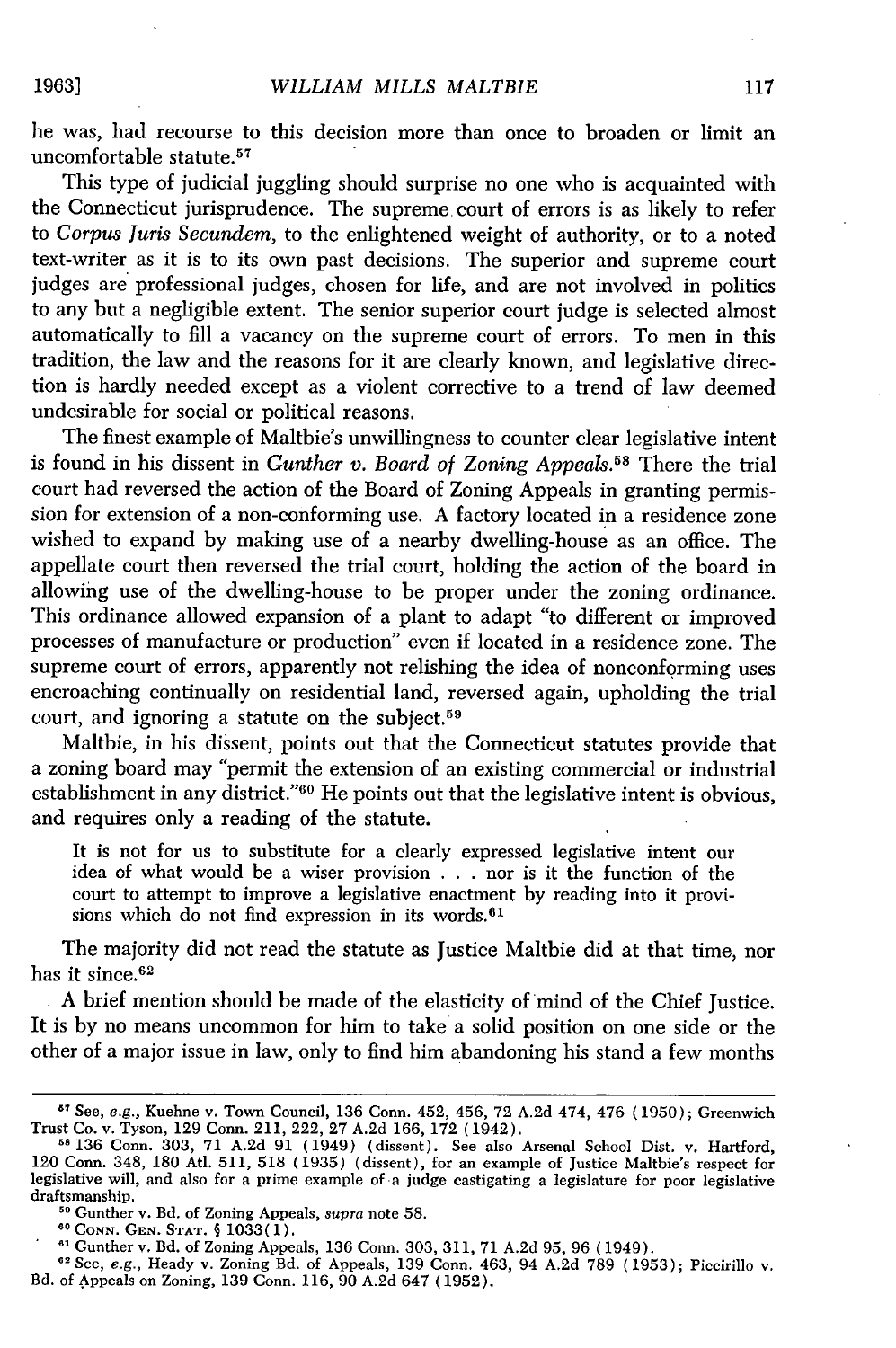he was, had recourse to this decision more than once to broaden or limit an uncomfortable statute.[57]

This type of judicial juggling should surprise no one who is acquainted with the Connecticut jurisprudence. The supreme court of errors is as likely to refer to *Corpus Juris Secundem*, to the enlightened weight of authority, or to a noted text-writer as it is to its own past decisions. The superior and supreme court judges are professional judges, chosen for life, and are not involved in politics to any but a negligible extent. The senior superior court judge is selected almost automatically to fill a vacancy on the supreme court of errors. To men in this tradition, the law and the reasons for it are clearly known, and legislative direction is hardly needed except as a violent corrective to a trend of law deemed undesirable for social or political reasons.

The finest example of Maltbie's unwillingness to counter clear legislative intent is found in his dissent in *Gunther v. Board of Zoning Appeals*.[58] There the trial court had reversed the action of the Board of Zoning Appeals in granting permission for extension of a non-conforming use. A factory located in a residence zone wished to expand by making use of a nearby dwelling-house as an office. The appellate court then reversed the trial court, holding the action of the board in allowing use of the dwelling-house to be proper under the zoning ordinance. This ordinance allowed expansion of a plant to adapt "to different or improved processes of manufacture or production" even if located in a residence zone. The supreme court of errors, apparently not relishing the idea of nonconforming uses encroaching continually on residential land, reversed again, upholding the trial court, and ignoring a statute on the subject.[59]

Maltbie, in his dissent, points out that the Connecticut statutes provide that a zoning board may "permit the extension of an existing commercial or industrial establishment in any district."[60] He points out that the legislative intent is obvious, and requires only a reading of the statute.

> It is not for us to substitute for a clearly expressed legislative intent our idea of what would be a wiser provision . . . nor is it the function of the court to attempt to improve a legislative enactment by reading into it provisions which do not find expression in its words.[61]

The majority did not read the statute as Justice Maltbie did at that time, nor has it since.[62]

A brief mention should be made of the elasticity of mind of the Chief Justice. It is by no means uncommon for him to take a solid position on one side or the other of a major issue in law, only to find him abandoning his stand a few months

---

[57] See, *e.g.*, Kuehne v. Town Council, 136 Conn. 452, 456, 72 A.2d 474, 476 (1950); Greenwich Trust Co. v. Tyson, 129 Conn. 211, 222, 27 A.2d 166, 172 (1942).

[58] 136 Conn. 303, 71 A.2d 91 (1949) (dissent). See also Arsenal School Dist. v. Hartford, 120 Conn. 348, 180 Atl. 511, 518 (1935) (dissent), for an example of Justice Maltbie's respect for legislative will, and also for a prime example of a judge castigating a legislature for poor legislative draftsmanship.

[59] Gunther v. Bd. of Zoning Appeals, *supra* note 58.

[60] CONN. GEN. STAT. § 1033(1).

[61] Gunther v. Bd. of Zoning Appeals, 136 Conn. 303, 311, 71 A.2d 95, 96 (1949).

[62] See, *e.g.*, Heady v. Zoning Bd. of Appeals, 139 Conn. 463, 94 A.2d 789 (1953); Piccirillo v. Bd. of Appeals on Zoning, 139 Conn. 116, 90 A.2d 647 (1952).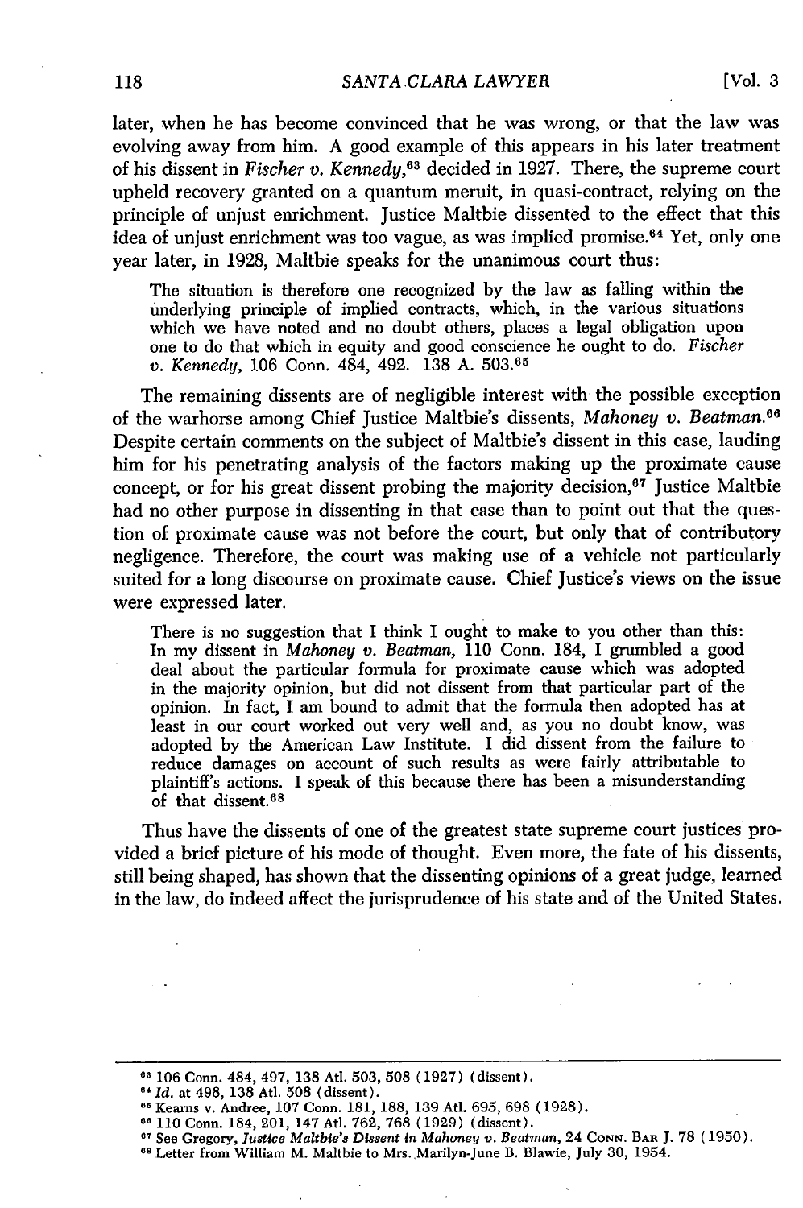later, when he has become convinced that he was wrong, or that the law was evolving away from him. A good example of this appears in his later treatment of his dissent in *Fischer v. Kennedy*,[63] decided in 1927. There, the supreme court upheld recovery granted on a quantum meruit, in quasi-contract, relying on the principle of unjust enrichment. Justice Maltbie dissented to the effect that this idea of unjust enrichment was too vague, as was implied promise.[64] Yet, only one year later, in 1928, Maltbie speaks for the unanimous court thus:

> The situation is therefore one recognized by the law as falling within the underlying principle of implied contracts, which, in the various situations which we have noted and no doubt others, places a legal obligation upon one to do that which in equity and good conscience he ought to do. *Fischer v. Kennedy*, 106 Conn. 484, 492. 138 A. 503.[65]

The remaining dissents are of negligible interest with the possible exception of the warhorse among Chief Justice Maltbie's dissents, *Mahoney v. Beatman*.[66] Despite certain comments on the subject of Maltbie's dissent in this case, lauding him for his penetrating analysis of the factors making up the proximate cause concept, or for his great dissent probing the majority decision,[67] Justice Maltbie had no other purpose in dissenting in that case than to point out that the question of proximate cause was not before the court, but only that of contributory negligence. Therefore, the court was making use of a vehicle not particularly suited for a long discourse on proximate cause. Chief Justice's views on the issue were expressed later.

> There is no suggestion that I think I ought to make to you other than this: In my dissent in *Mahoney v. Beatman*, 110 Conn. 184, I grumbled a good deal about the particular formula for proximate cause which was adopted in the majority opinion, but did not dissent from that particular part of the opinion. In fact, I am bound to admit that the formula then adopted has at least in our court worked out very well and, as you no doubt know, was adopted by the American Law Institute. I did dissent from the failure to reduce damages on account of such results as were fairly attributable to plaintiff's actions. I speak of this because there has been a misunderstanding of that dissent.[68]

Thus have the dissents of one of the greatest state supreme court justices provided a brief picture of his mode of thought. Even more, the fate of his dissents, still being shaped, has shown that the dissenting opinions of a great judge, learned in the law, do indeed affect the jurisprudence of his state and of the United States.

---

[63] 106 Conn. 484, 497, 138 Atl. 503, 508 (1927) (dissent).

[64] *Id.* at 498, 138 Atl. 508 (dissent).

[65] Kearns v. Andree, 107 Conn. 181, 188, 139 Atl. 695, 698 (1928).

[66] 110 Conn. 184, 201, 147 Atl. 762, 768 (1929) (dissent).

[67] See Gregory, *Justice Maltbie's Dissent in Mahoney v. Beatman*, 24 CONN. BAR J. 78 (1950).

[68] Letter from William M. Maltbie to Mrs. Marilyn-June B. Blawie, July 30, 1954.